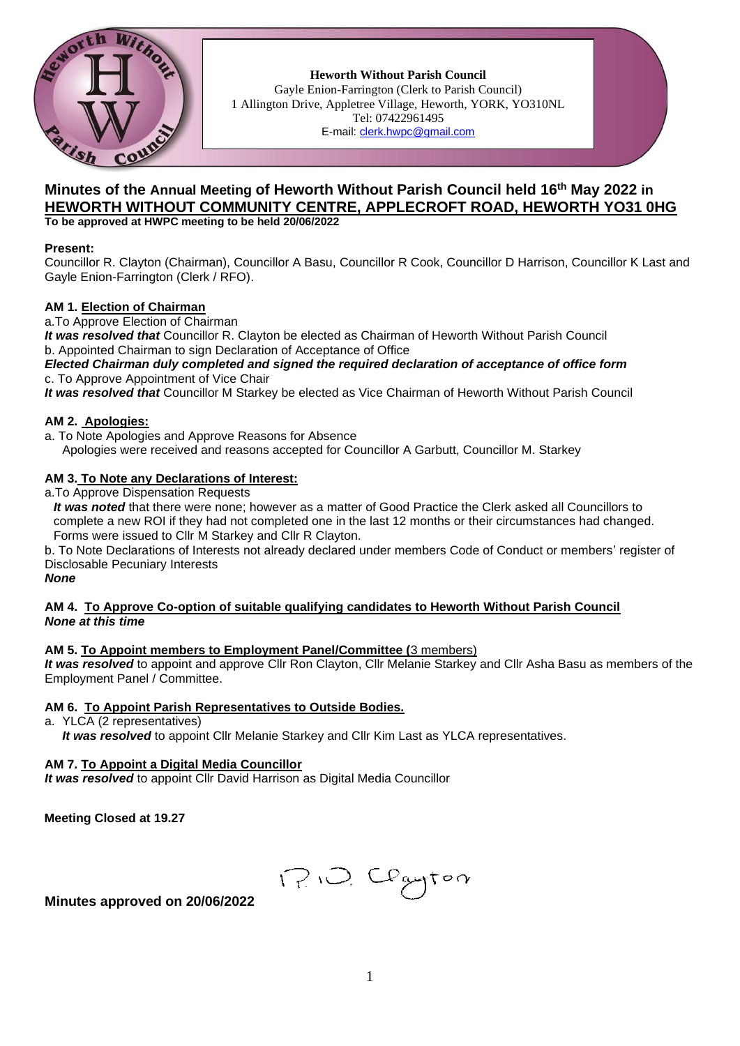**Heworth Without Parish Council**
Gayle Enion-Farrington (Clerk to Parish Council)
1 Allington Drive, Appletree Village, Heworth, YORK, YO310NL
Tel: 07422961495
E-mail: clerk.hwpc@gmail.com

# Minutes of the Annual Meeting of Heworth Without Parish Council held 16th May 2022 in HEWORTH WITHOUT COMMUNITY CENTRE, APPLECROFT ROAD, HEWORTH YO31 0HG

**To be approved at HWPC meeting to be held 20/06/2022**

**Present:**
Councillor R. Clayton (Chairman), Councillor A Basu, Councillor R Cook, Councillor D Harrison, Councillor K Last and Gayle Enion-Farrington (Clerk / RFO).

**AM 1. Election of Chairman**

a. To Approve Election of Chairman
***It was resolved that*** Councillor R. Clayton be elected as Chairman of Heworth Without Parish Council
b. Appointed Chairman to sign Declaration of Acceptance of Office
***Elected Chairman duly completed and signed the required declaration of acceptance of office form***
c. To Approve Appointment of Vice Chair
***It was resolved that*** Councillor M Starkey be elected as Vice Chairman of Heworth Without Parish Council

**AM 2. Apologies:**

a. To Note Apologies and Approve Reasons for Absence
Apologies were received and reasons accepted for Councillor A Garbutt, Councillor M. Starkey

**AM 3. To Note any Declarations of Interest:**

a. To Approve Dispensation Requests
***It was noted*** that there were none; however as a matter of Good Practice the Clerk asked all Councillors to complete a new ROI if they had not completed one in the last 12 months or their circumstances had changed. Forms were issued to Cllr M Starkey and Cllr R Clayton.

b. To Note Declarations of Interests not already declared under members Code of Conduct or members' register of Disclosable Pecuniary Interests
***None***

**AM 4. To Approve Co-option of suitable qualifying candidates to Heworth Without Parish Council**
***None at this time***

**AM 5. To Appoint members to Employment Panel/Committee (3 members)**
***It was resolved*** to appoint and approve Cllr Ron Clayton, Cllr Melanie Starkey and Cllr Asha Basu as members of the Employment Panel / Committee.

**AM 6. To Appoint Parish Representatives to Outside Bodies.**

a. YLCA (2 representatives)
***It was resolved*** to appoint Cllr Melanie Starkey and Cllr Kim Last as YLCA representatives.

**AM 7. To Appoint a Digital Media Councillor**
***It was resolved*** to appoint Cllr David Harrison as Digital Media Councillor

**Meeting Closed at 19.27**

**Minutes approved on 20/06/2022** R.D. Clayton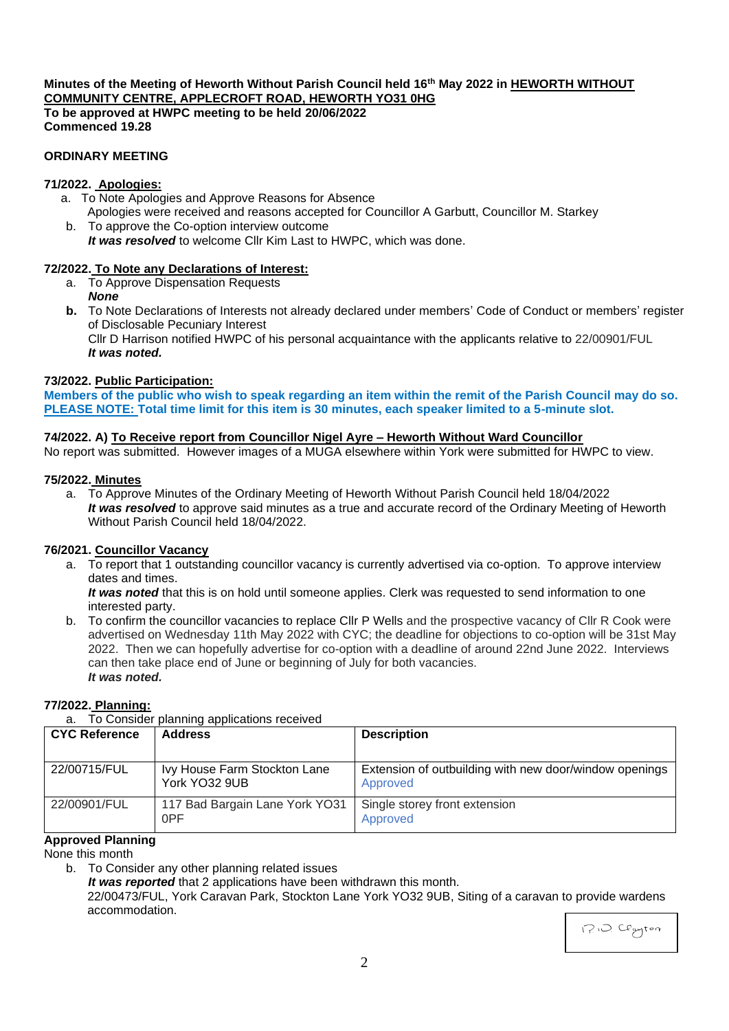**Minutes of the Meeting of Heworth Without Parish Council held 16th May 2022 in HEWORTH WITHOUT COMMUNITY CENTRE, APPLECROFT ROAD, HEWORTH YO31 0HG**
**To be approved at HWPC meeting to be held 20/06/2022**
**Commenced 19.28**

**ORDINARY MEETING**

**71/2022. Apologies:**

a. To Note Apologies and Approve Reasons for Absence
   Apologies were received and reasons accepted for Councillor A Garbutt, Councillor M. Starkey
b. To approve the Co-option interview outcome
   ***It was resolved*** to welcome Cllr Kim Last to HWPC, which was done.

**72/2022. To Note any Declarations of Interest:**

a. To Approve Dispensation Requests
   ***None***
b. To Note Declarations of Interests not already declared under members' Code of Conduct or members' register of Disclosable Pecuniary Interest
   Cllr D Harrison notified HWPC of his personal acquaintance with the applicants relative to 22/00901/FUL
   ***It was noted.***

**73/2022. Public Participation:**

**Members of the public who wish to speak regarding an item within the remit of the Parish Council may do so. PLEASE NOTE: Total time limit for this item is 30 minutes, each speaker limited to a 5-minute slot.**

**74/2022. A) To Receive report from Councillor Nigel Ayre – Heworth Without Ward Councillor**

No report was submitted. However images of a MUGA elsewhere within York were submitted for HWPC to view.

**75/2022. Minutes**

a. To Approve Minutes of the Ordinary Meeting of Heworth Without Parish Council held 18/04/2022
   ***It was resolved*** to approve said minutes as a true and accurate record of the Ordinary Meeting of Heworth Without Parish Council held 18/04/2022.

**76/2021. Councillor Vacancy**

a. To report that 1 outstanding councillor vacancy is currently advertised via co-option. To approve interview dates and times.
   ***It was noted*** that this is on hold until someone applies. Clerk was requested to send information to one interested party.
b. To confirm the councillor vacancies to replace Cllr P Wells and the prospective vacancy of Cllr R Cook were advertised on Wednesday 11th May 2022 with CYC; the deadline for objections to co-option will be 31st May 2022. Then we can hopefully advertise for co-option with a deadline of around 22nd June 2022. Interviews can then take place end of June or beginning of July for both vacancies.
   ***It was noted.***

**77/2022. Planning:**

a. To Consider planning applications received

| CYC Reference | Address | Description |
|---|---|---|
| 22/00715/FUL | Ivy House Farm Stockton Lane York YO32 9UB | Extension of outbuilding with new door/window openings<br>Approved |
| 22/00901/FUL | 117 Bad Bargain Lane York YO31 0PF | Single storey front extension<br>Approved |

**Approved Planning**

None this month

b. To Consider any other planning related issues
   ***It was reported*** that 2 applications have been withdrawn this month.
   22/00473/FUL, York Caravan Park, Stockton Lane York YO32 9UB, Siting of a caravan to provide wardens accommodation.

P.D Clayton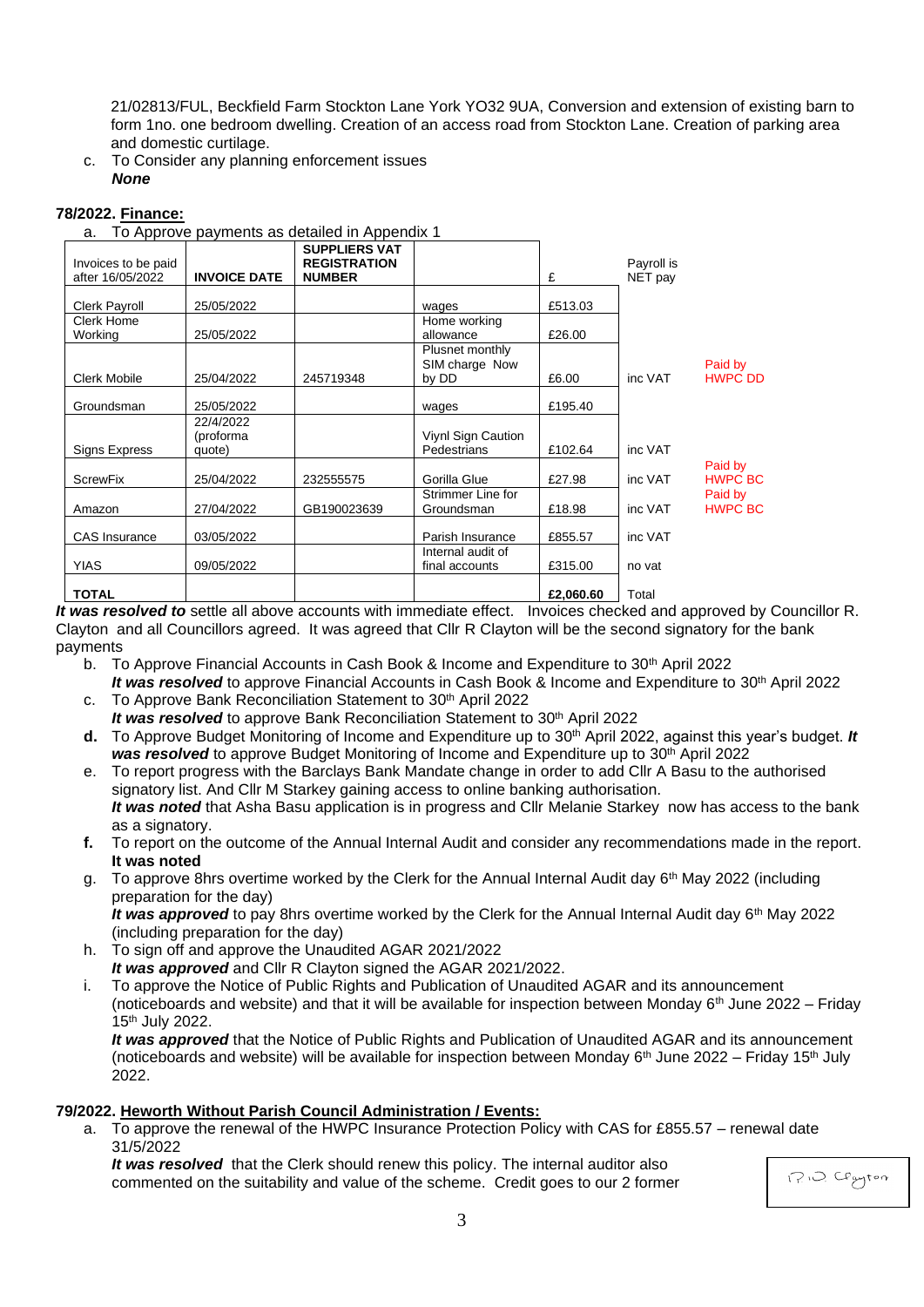21/02813/FUL, Beckfield Farm Stockton Lane York YO32 9UA, Conversion and extension of existing barn to form 1no. one bedroom dwelling. Creation of an access road from Stockton Lane. Creation of parking area and domestic curtilage.

c. To Consider any planning enforcement issues
***None***

**78/2022. <u>Finance:</u>**

a. To Approve payments as detailed in Appendix 1

| Invoices to be paid after 16/05/2022 | INVOICE DATE | SUPPLIERS VAT REGISTRATION NUMBER | | £ | Payroll is NET pay | |
|---|---|---|---|---|---|---|
| Clerk Payroll | 25/05/2022 | | wages | £513.03 | | |
| Clerk Home Working | 25/05/2022 | | Home working allowance | £26.00 | | |
| Clerk Mobile | 25/04/2022 | 245719348 | Plusnet monthly SIM charge Now by DD | £6.00 | inc VAT | Paid by HWPC DD |
| Groundsman | 25/05/2022 | | wages | £195.40 | | |
| Signs Express | 22/4/2022 (proforma quote) | | Viynl Sign Caution Pedestrians | £102.64 | inc VAT | |
| ScrewFix | 25/04/2022 | 232555575 | Gorilla Glue | £27.98 | inc VAT | Paid by HWPC BC |
| Amazon | 27/04/2022 | GB190023639 | Strimmer Line for Groundsman | £18.98 | inc VAT | Paid by HWPC BC |
| CAS Insurance | 03/05/2022 | | Parish Insurance | £855.57 | inc VAT | |
| YIAS | 09/05/2022 | | Internal audit of final accounts | £315.00 | no vat | |
| **TOTAL** | | | | **£2,060.60** | Total | |

***It was resolved to*** settle all above accounts with immediate effect. Invoices checked and approved by Councillor R. Clayton and all Councillors agreed. It was agreed that Cllr R Clayton will be the second signatory for the bank payments

b. To Approve Financial Accounts in Cash Book & Income and Expenditure to 30th April 2022
***It was resolved*** to approve Financial Accounts in Cash Book & Income and Expenditure to 30th April 2022

c. To Approve Bank Reconciliation Statement to 30th April 2022
***It was resolved*** to approve Bank Reconciliation Statement to 30th April 2022

**d.** To Approve Budget Monitoring of Income and Expenditure up to 30th April 2022, against this year's budget. ***It was resolved*** to approve Budget Monitoring of Income and Expenditure up to 30th April 2022

e. To report progress with the Barclays Bank Mandate change in order to add Cllr A Basu to the authorised signatory list. And Cllr M Starkey gaining access to online banking authorisation.
***It was noted*** that Asha Basu application is in progress and Cllr Melanie Starkey now has access to the bank as a signatory.

**f.** To report on the outcome of the Annual Internal Audit and consider any recommendations made in the report.
**It was noted**

g. To approve 8hrs overtime worked by the Clerk for the Annual Internal Audit day 6th May 2022 (including preparation for the day)
***It was approved*** to pay 8hrs overtime worked by the Clerk for the Annual Internal Audit day 6th May 2022 (including preparation for the day)

h. To sign off and approve the Unaudited AGAR 2021/2022
***It was approved*** and Cllr R Clayton signed the AGAR 2021/2022.

i. To approve the Notice of Public Rights and Publication of Unaudited AGAR and its announcement (noticeboards and website) and that it will be available for inspection between Monday 6th June 2022 – Friday 15th July 2022.
***It was approved*** that the Notice of Public Rights and Publication of Unaudited AGAR and its announcement (noticeboards and website) will be available for inspection between Monday 6th June 2022 – Friday 15th July 2022.

**79/2022. <u>Heworth Without Parish Council Administration / Events:</u>**

a. To approve the renewal of the HWPC Insurance Protection Policy with CAS for £855.57 – renewal date 31/5/2022
***It was resolved*** that the Clerk should renew this policy. The internal auditor also commented on the suitability and value of the scheme. Credit goes to our 2 former

R D Clayton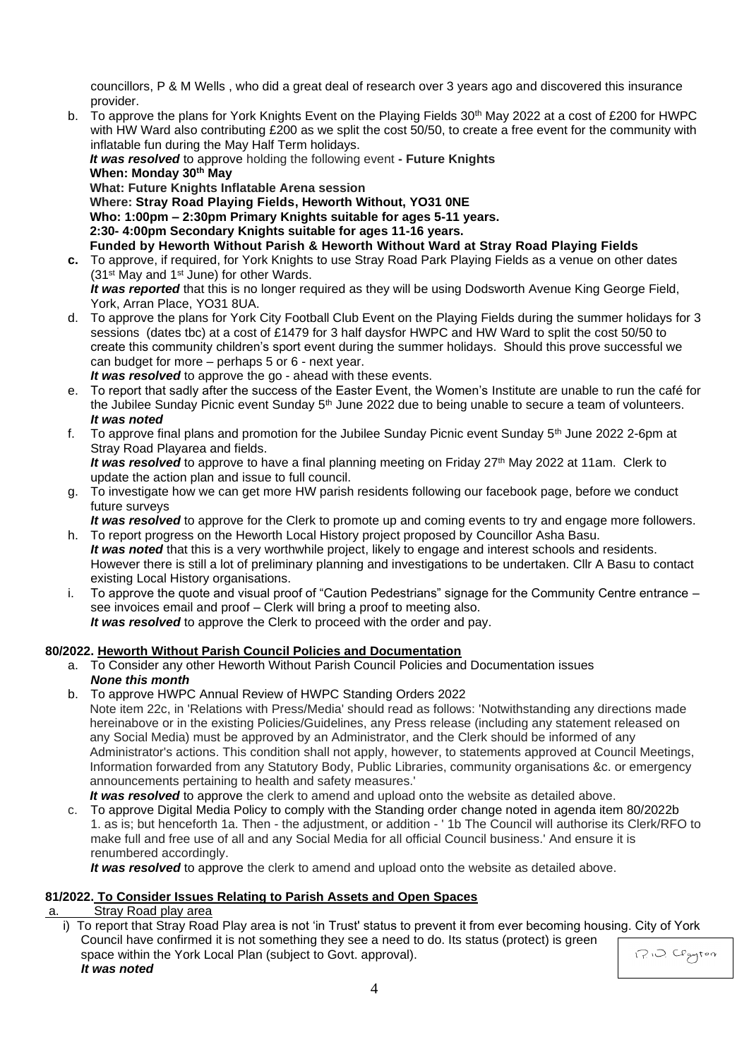councillors, P & M Wells , who did a great deal of research over 3 years ago and discovered this insurance provider.

b. To approve the plans for York Knights Event on the Playing Fields 30th May 2022 at a cost of £200 for HWPC with HW Ward also contributing £200 as we split the cost 50/50, to create a free event for the community with inflatable fun during the May Half Term holidays.
***It was resolved*** to approve holding the following event **- Future Knights**
**When: Monday 30th May**
**What: Future Knights Inflatable Arena session**
**Where: Stray Road Playing Fields, Heworth Without, YO31 0NE**
**Who: 1:00pm – 2:30pm Primary Knights suitable for ages 5-11 years.**
**2:30- 4:00pm Secondary Knights suitable for ages 11-16 years.**
**Funded by Heworth Without Parish & Heworth Without Ward at Stray Road Playing Fields**

**c.** To approve, if required, for York Knights to use Stray Road Park Playing Fields as a venue on other dates (31st May and 1st June) for other Wards.
***It was reported*** that this is no longer required as they will be using Dodsworth Avenue King George Field, York, Arran Place, YO31 8UA.

d. To approve the plans for York City Football Club Event on the Playing Fields during the summer holidays for 3 sessions (dates tbc) at a cost of £1479 for 3 half daysfor HWPC and HW Ward to split the cost 50/50 to create this community children's sport event during the summer holidays. Should this prove successful we can budget for more – perhaps 5 or 6 - next year.
***It was resolved*** to approve the go - ahead with these events.

e. To report that sadly after the success of the Easter Event, the Women's Institute are unable to run the café for the Jubilee Sunday Picnic event Sunday 5th June 2022 due to being unable to secure a team of volunteers.
***It was noted***

f. To approve final plans and promotion for the Jubilee Sunday Picnic event Sunday 5th June 2022 2-6pm at Stray Road Playarea and fields.
***It was resolved*** to approve to have a final planning meeting on Friday 27th May 2022 at 11am. Clerk to update the action plan and issue to full council.

g. To investigate how we can get more HW parish residents following our facebook page, before we conduct future surveys
***It was resolved*** to approve for the Clerk to promote up and coming events to try and engage more followers.

h. To report progress on the Heworth Local History project proposed by Councillor Asha Basu.
***It was noted*** that this is a very worthwhile project, likely to engage and interest schools and residents. However there is still a lot of preliminary planning and investigations to be undertaken. Cllr A Basu to contact existing Local History organisations.

i. To approve the quote and visual proof of "Caution Pedestrians" signage for the Community Centre entrance – see invoices email and proof – Clerk will bring a proof to meeting also.
***It was resolved*** to approve the Clerk to proceed with the order and pay.

### 80/2022. Heworth Without Parish Council Policies and Documentation

a. To Consider any other Heworth Without Parish Council Policies and Documentation issues
***None this month***

b. To approve HWPC Annual Review of HWPC Standing Orders 2022
Note item 22c, in 'Relations with Press/Media' should read as follows: 'Notwithstanding any directions made hereinabove or in the existing Policies/Guidelines, any Press release (including any statement released on any Social Media) must be approved by an Administrator, and the Clerk should be informed of any Administrator's actions. This condition shall not apply, however, to statements approved at Council Meetings, Information forwarded from any Statutory Body, Public Libraries, community organisations &c. or emergency announcements pertaining to health and safety measures.'
***It was resolved*** to approve the clerk to amend and upload onto the website as detailed above.

c. To approve Digital Media Policy to comply with the Standing order change noted in agenda item 80/2022b
1. as is; but henceforth 1a. Then - the adjustment, or addition - ' 1b The Council will authorise its Clerk/RFO to make full and free use of all and any Social Media for all official Council business.' And ensure it is renumbered accordingly.
***It was resolved*** to approve the clerk to amend and upload onto the website as detailed above.

### 81/2022. To Consider Issues Relating to Parish Assets and Open Spaces

a. Stray Road play area

i) To report that Stray Road Play area is not 'in Trust' status to prevent it from ever becoming housing. City of York Council have confirmed it is not something they see a need to do. Its status (protect) is green space within the York Local Plan (subject to Govt. approval).
***It was noted***

P.D Clayton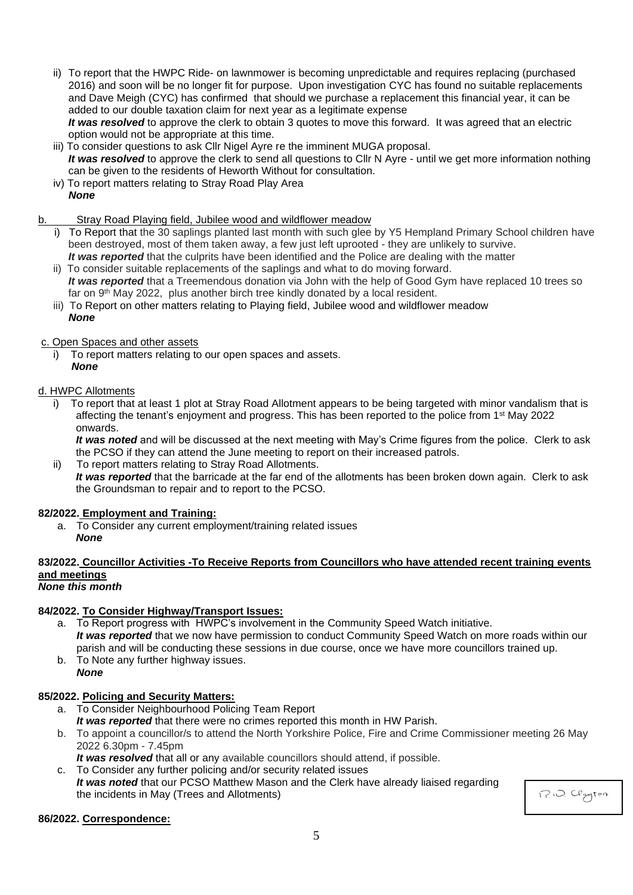ii) To report that the HWPC Ride- on lawnmower is becoming unpredictable and requires replacing (purchased 2016) and soon will be no longer fit for purpose. Upon investigation CYC has found no suitable replacements and Dave Meigh (CYC) has confirmed that should we purchase a replacement this financial year, it can be added to our double taxation claim for next year as a legitimate expense
***It was resolved*** to approve the clerk to obtain 3 quotes to move this forward. It was agreed that an electric option would not be appropriate at this time.

iii) To consider questions to ask Cllr Nigel Ayre re the imminent MUGA proposal.
***It was resolved*** to approve the clerk to send all questions to Cllr N Ayre - until we get more information nothing can be given to the residents of Heworth Without for consultation.

iv) To report matters relating to Stray Road Play Area
***None***

b. Stray Road Playing field, Jubilee wood and wildflower meadow

i) To Report that the 30 saplings planted last month with such glee by Y5 Hempland Primary School children have been destroyed, most of them taken away, a few just left uprooted - they are unlikely to survive.
***It was reported*** that the culprits have been identified and the Police are dealing with the matter

ii) To consider suitable replacements of the saplings and what to do moving forward.
***It was reported*** that a Treemendous donation via John with the help of Good Gym have replaced 10 trees so far on 9th May 2022, plus another birch tree kindly donated by a local resident.

iii) To Report on other matters relating to Playing field, Jubilee wood and wildflower meadow
***None***

c. Open Spaces and other assets

i) To report matters relating to our open spaces and assets.
***None***

d. HWPC Allotments

i) To report that at least 1 plot at Stray Road Allotment appears to be being targeted with minor vandalism that is affecting the tenant's enjoyment and progress. This has been reported to the police from 1st May 2022 onwards.
***It was noted*** and will be discussed at the next meeting with May's Crime figures from the police. Clerk to ask the PCSO if they can attend the June meeting to report on their increased patrols.

ii) To report matters relating to Stray Road Allotments.
***It was reported*** that the barricade at the far end of the allotments has been broken down again. Clerk to ask the Groundsman to repair and to report to the PCSO.

**82/2022. Employment and Training:**

a. To Consider any current employment/training related issues
***None***

**83/2022. Councillor Activities -To Receive Reports from Councillors who have attended recent training events and meetings**
***None this month***

**84/2022. To Consider Highway/Transport Issues:**

a. To Report progress with HWPC's involvement in the Community Speed Watch initiative.
***It was reported*** that we now have permission to conduct Community Speed Watch on more roads within our parish and will be conducting these sessions in due course, once we have more councillors trained up.

b. To Note any further highway issues.
***None***

**85/2022. Policing and Security Matters:**

a. To Consider Neighbourhood Policing Team Report
***It was reported*** that there were no crimes reported this month in HW Parish.

b. To appoint a councillor/s to attend the North Yorkshire Police, Fire and Crime Commissioner meeting 26 May 2022 6.30pm - 7.45pm
***It was resolved*** that all or any available councillors should attend, if possible.

c. To Consider any further policing and/or security related issues
***It was noted*** that our PCSO Matthew Mason and the Clerk have already liaised regarding the incidents in May (Trees and Allotments)

P.D Clayton

**86/2022. Correspondence:**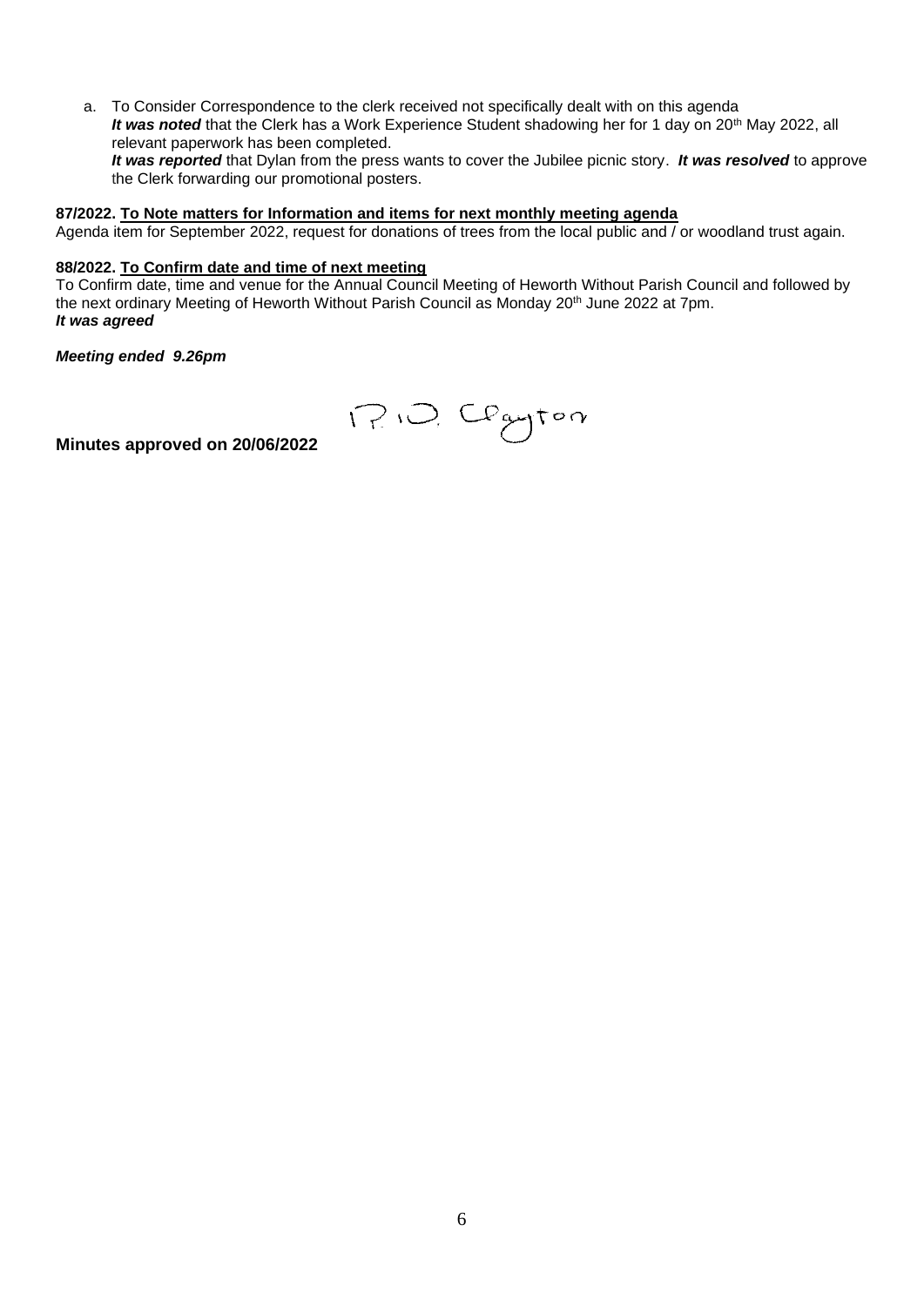a. To Consider Correspondence to the clerk received not specifically dealt with on this agenda
   ***It was noted*** that the Clerk has a Work Experience Student shadowing her for 1 day on 20th May 2022, all relevant paperwork has been completed.
   ***It was reported*** that Dylan from the press wants to cover the Jubilee picnic story. ***It was resolved*** to approve the Clerk forwarding our promotional posters.

**87/2022. To Note matters for Information and items for next monthly meeting agenda**

Agenda item for September 2022, request for donations of trees from the local public and / or woodland trust again.

**88/2022. To Confirm date and time of next meeting**

To Confirm date, time and venue for the Annual Council Meeting of Heworth Without Parish Council and followed by the next ordinary Meeting of Heworth Without Parish Council as Monday 20th June 2022 at 7pm.
***It was agreed***

***Meeting ended 9.26pm***

**Minutes approved on 20/06/2022** P.D. Clayton